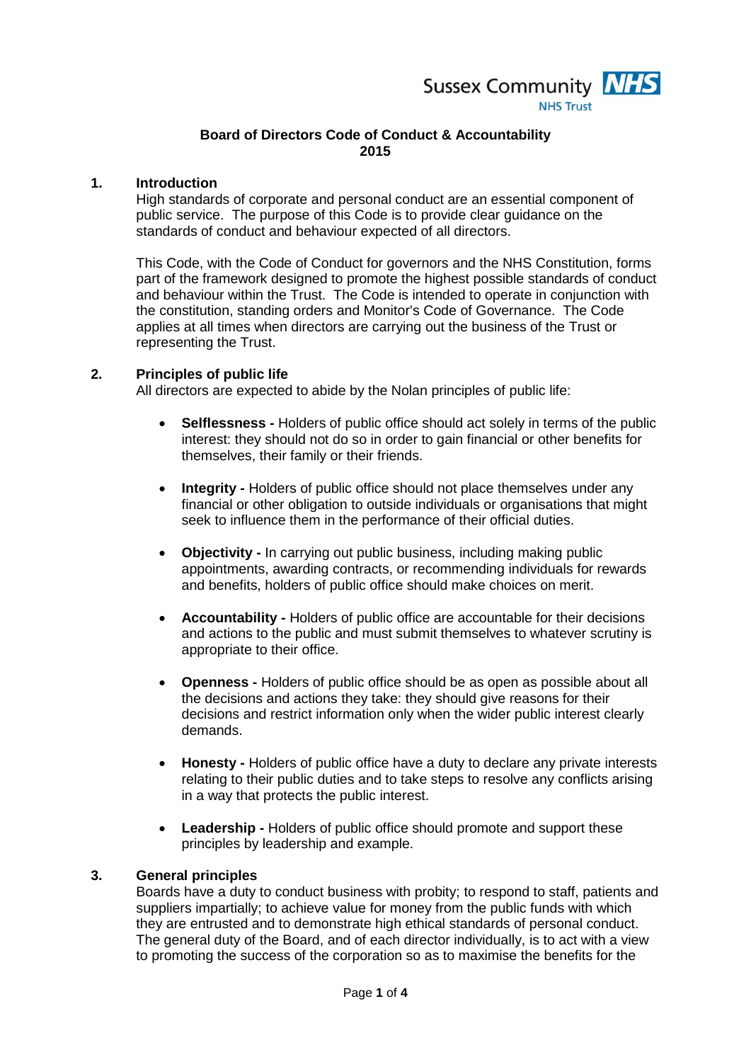Sussex Community NHS Trust

# Board of Directors Code of Conduct & Accountability 2015

## 1. Introduction

High standards of corporate and personal conduct are an essential component of public service. The purpose of this Code is to provide clear guidance on the standards of conduct and behaviour expected of all directors.

This Code, with the Code of Conduct for governors and the NHS Constitution, forms part of the framework designed to promote the highest possible standards of conduct and behaviour within the Trust. The Code is intended to operate in conjunction with the constitution, standing orders and Monitor's Code of Governance. The Code applies at all times when directors are carrying out the business of the Trust or representing the Trust.

## 2. Principles of public life

All directors are expected to abide by the Nolan principles of public life:

- **Selflessness -** Holders of public office should act solely in terms of the public interest: they should not do so in order to gain financial or other benefits for themselves, their family or their friends.
- **Integrity -** Holders of public office should not place themselves under any financial or other obligation to outside individuals or organisations that might seek to influence them in the performance of their official duties.
- **Objectivity -** In carrying out public business, including making public appointments, awarding contracts, or recommending individuals for rewards and benefits, holders of public office should make choices on merit.
- **Accountability -** Holders of public office are accountable for their decisions and actions to the public and must submit themselves to whatever scrutiny is appropriate to their office.
- **Openness -** Holders of public office should be as open as possible about all the decisions and actions they take: they should give reasons for their decisions and restrict information only when the wider public interest clearly demands.
- **Honesty -** Holders of public office have a duty to declare any private interests relating to their public duties and to take steps to resolve any conflicts arising in a way that protects the public interest.
- **Leadership -** Holders of public office should promote and support these principles by leadership and example.

## 3. General principles

Boards have a duty to conduct business with probity; to respond to staff, patients and suppliers impartially; to achieve value for money from the public funds with which they are entrusted and to demonstrate high ethical standards of personal conduct. The general duty of the Board, and of each director individually, is to act with a view to promoting the success of the corporation so as to maximise the benefits for the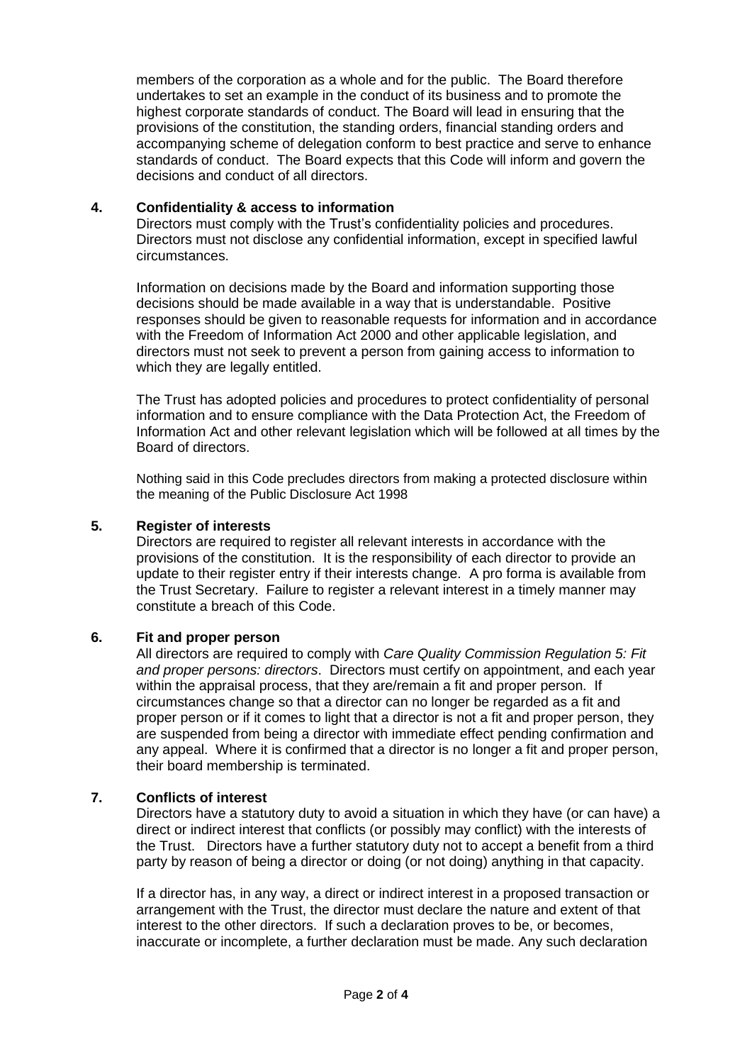members of the corporation as a whole and for the public. The Board therefore undertakes to set an example in the conduct of its business and to promote the highest corporate standards of conduct. The Board will lead in ensuring that the provisions of the constitution, the standing orders, financial standing orders and accompanying scheme of delegation conform to best practice and serve to enhance standards of conduct. The Board expects that this Code will inform and govern the decisions and conduct of all directors.

## 4. Confidentiality & access to information

Directors must comply with the Trust's confidentiality policies and procedures. Directors must not disclose any confidential information, except in specified lawful circumstances.

Information on decisions made by the Board and information supporting those decisions should be made available in a way that is understandable. Positive responses should be given to reasonable requests for information and in accordance with the Freedom of Information Act 2000 and other applicable legislation, and directors must not seek to prevent a person from gaining access to information to which they are legally entitled.

The Trust has adopted policies and procedures to protect confidentiality of personal information and to ensure compliance with the Data Protection Act, the Freedom of Information Act and other relevant legislation which will be followed at all times by the Board of directors.

Nothing said in this Code precludes directors from making a protected disclosure within the meaning of the Public Disclosure Act 1998

## 5. Register of interests

Directors are required to register all relevant interests in accordance with the provisions of the constitution. It is the responsibility of each director to provide an update to their register entry if their interests change. A pro forma is available from the Trust Secretary. Failure to register a relevant interest in a timely manner may constitute a breach of this Code.

## 6. Fit and proper person

All directors are required to comply with *Care Quality Commission Regulation 5: Fit and proper persons: directors*. Directors must certify on appointment, and each year within the appraisal process, that they are/remain a fit and proper person. If circumstances change so that a director can no longer be regarded as a fit and proper person or if it comes to light that a director is not a fit and proper person, they are suspended from being a director with immediate effect pending confirmation and any appeal. Where it is confirmed that a director is no longer a fit and proper person, their board membership is terminated.

## 7. Conflicts of interest

Directors have a statutory duty to avoid a situation in which they have (or can have) a direct or indirect interest that conflicts (or possibly may conflict) with the interests of the Trust. Directors have a further statutory duty not to accept a benefit from a third party by reason of being a director or doing (or not doing) anything in that capacity.

If a director has, in any way, a direct or indirect interest in a proposed transaction or arrangement with the Trust, the director must declare the nature and extent of that interest to the other directors. If such a declaration proves to be, or becomes, inaccurate or incomplete, a further declaration must be made. Any such declaration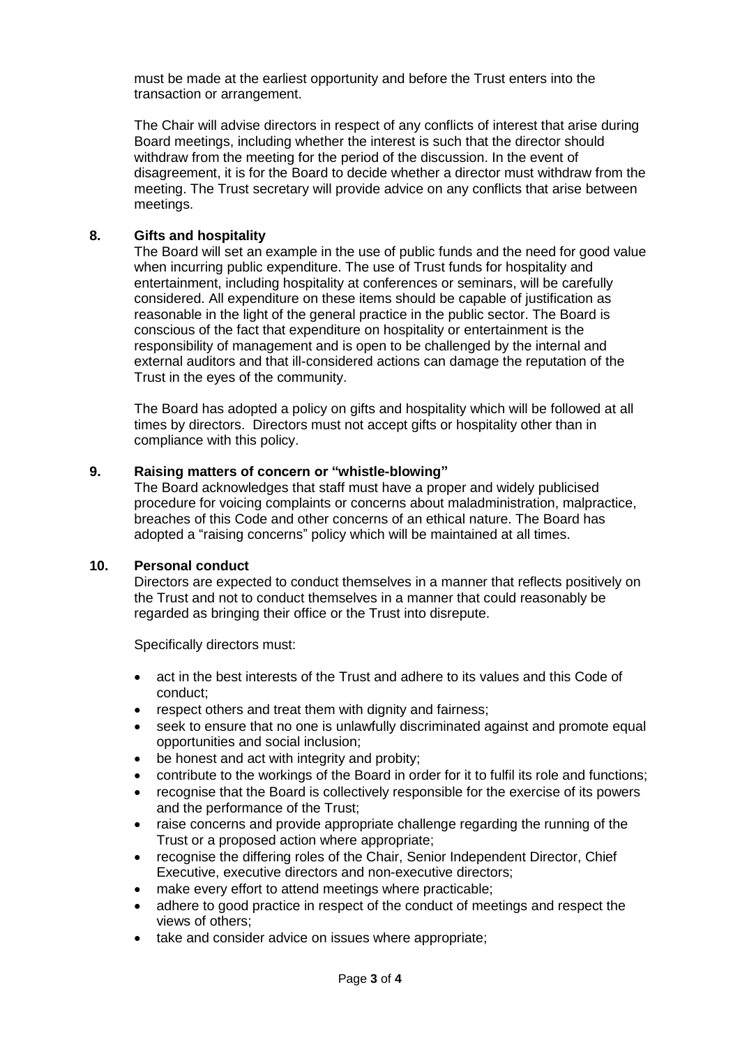must be made at the earliest opportunity and before the Trust enters into the transaction or arrangement.

The Chair will advise directors in respect of any conflicts of interest that arise during Board meetings, including whether the interest is such that the director should withdraw from the meeting for the period of the discussion. In the event of disagreement, it is for the Board to decide whether a director must withdraw from the meeting. The Trust secretary will provide advice on any conflicts that arise between meetings.

## 8. Gifts and hospitality

The Board will set an example in the use of public funds and the need for good value when incurring public expenditure. The use of Trust funds for hospitality and entertainment, including hospitality at conferences or seminars, will be carefully considered. All expenditure on these items should be capable of justification as reasonable in the light of the general practice in the public sector. The Board is conscious of the fact that expenditure on hospitality or entertainment is the responsibility of management and is open to be challenged by the internal and external auditors and that ill-considered actions can damage the reputation of the Trust in the eyes of the community.

The Board has adopted a policy on gifts and hospitality which will be followed at all times by directors. Directors must not accept gifts or hospitality other than in compliance with this policy.

## 9. Raising matters of concern or "whistle-blowing"

The Board acknowledges that staff must have a proper and widely publicised procedure for voicing complaints or concerns about maladministration, malpractice, breaches of this Code and other concerns of an ethical nature. The Board has adopted a "raising concerns" policy which will be maintained at all times.

## 10. Personal conduct

Directors are expected to conduct themselves in a manner that reflects positively on the Trust and not to conduct themselves in a manner that could reasonably be regarded as bringing their office or the Trust into disrepute.

Specifically directors must:

- act in the best interests of the Trust and adhere to its values and this Code of conduct;
- respect others and treat them with dignity and fairness;
- seek to ensure that no one is unlawfully discriminated against and promote equal opportunities and social inclusion;
- be honest and act with integrity and probity;
- contribute to the workings of the Board in order for it to fulfil its role and functions;
- recognise that the Board is collectively responsible for the exercise of its powers and the performance of the Trust;
- raise concerns and provide appropriate challenge regarding the running of the Trust or a proposed action where appropriate;
- recognise the differing roles of the Chair, Senior Independent Director, Chief Executive, executive directors and non-executive directors;
- make every effort to attend meetings where practicable;
- adhere to good practice in respect of the conduct of meetings and respect the views of others;
- take and consider advice on issues where appropriate;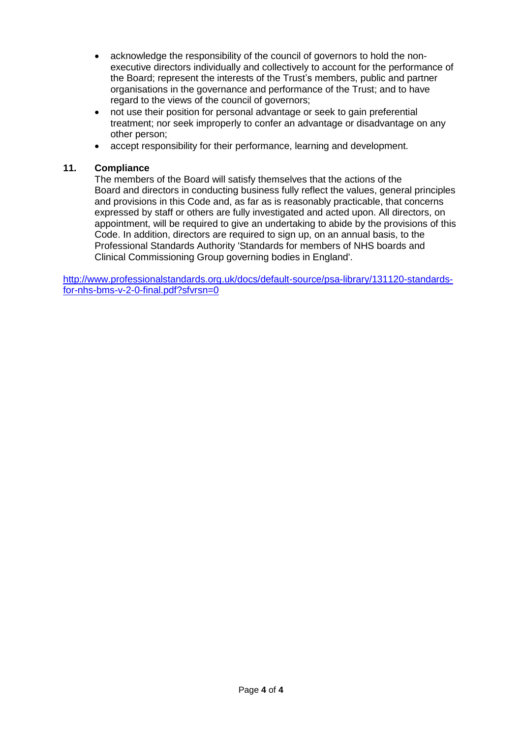- acknowledge the responsibility of the council of governors to hold the non-executive directors individually and collectively to account for the performance of the Board; represent the interests of the Trust's members, public and partner organisations in the governance and performance of the Trust; and to have regard to the views of the council of governors;
- not use their position for personal advantage or seek to gain preferential treatment; nor seek improperly to confer an advantage or disadvantage on any other person;
- accept responsibility for their performance, learning and development.

**11. Compliance**

The members of the Board will satisfy themselves that the actions of the Board and directors in conducting business fully reflect the values, general principles and provisions in this Code and, as far as is reasonably practicable, that concerns expressed by staff or others are fully investigated and acted upon. All directors, on appointment, will be required to give an undertaking to abide by the provisions of this Code. In addition, directors are required to sign up, on an annual basis, to the Professional Standards Authority 'Standards for members of NHS boards and Clinical Commissioning Group governing bodies in England'.

http://www.professionalstandards.org.uk/docs/default-source/psa-library/131120-standards-for-nhs-bms-v-2-0-final.pdf?sfvrsn=0